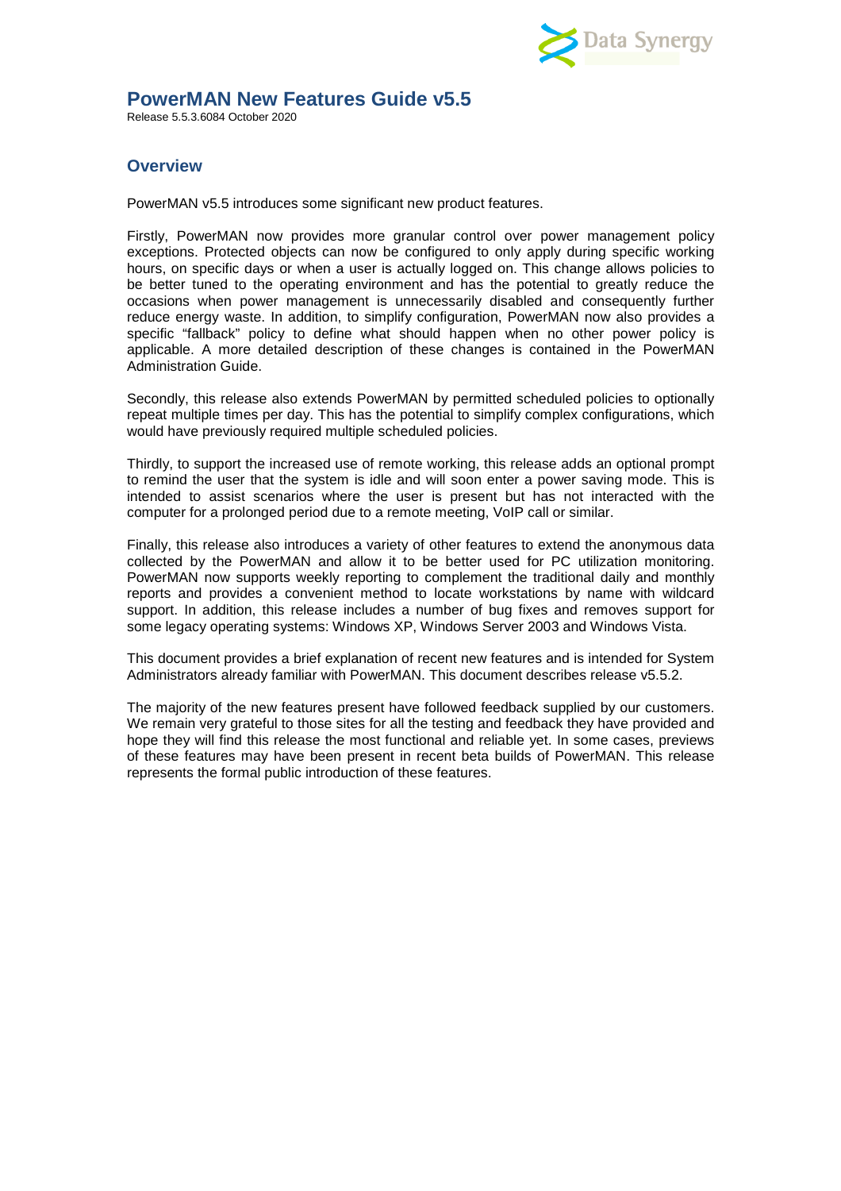# PowerMAN New Features Guide v5.5

Release 5.5.3.6084 October 2020

## Overview

PowerMAN v5.5 introduces some significant new product features.

Firstly, PowerMAN now provides more granular control over power management policy exceptions. Protected objects can now be configured to only apply during specific working hours, on specific days or when a user is actually logged on. This change allows policies to be better tuned to the operating environment and has the potential to greatly reduce the occasions when power management is unnecessarily disabled and consequently further reduce energy waste. In addition, to simplify configuration, PowerMAN now also provides a specific "fallback" policy to define what should happen when no other power policy is applicable. A more detailed description of these changes is contained in the PowerMAN Administration Guide.

Secondly, this release also extends PowerMAN by permitted scheduled policies to optionally repeat multiple times per day. This has the potential to simplify complex configurations, which would have previously required multiple scheduled policies.

Thirdly, to support the increased use of remote working, this release adds an optional prompt to remind the user that the system is idle and will soon enter a power saving mode. This is intended to assist scenarios where the user is present but has not interacted with the computer for a prolonged period due to a remote meeting, VoIP call or similar.

Finally, this release also introduces a variety of other features to extend the anonymous data collected by the PowerMAN and allow it to be better used for PC utilization monitoring. PowerMAN now supports weekly reporting to complement the traditional daily and monthly reports and provides a convenient method to locate workstations by name with wildcard support. In addition, this release includes a number of bug fixes and removes support for some legacy operating systems: Windows XP, Windows Server 2003 and Windows Vista.

This document provides a brief explanation of recent new features and is intended for System Administrators already familiar with PowerMAN. This document describes release v5.5.2.

The majority of the new features present have followed feedback supplied by our customers. We remain very grateful to those sites for all the testing and feedback they have provided and hope they will find this release the most functional and reliable yet. In some cases, previews of these features may have been present in recent beta builds of PowerMAN. This release represents the formal public introduction of these features.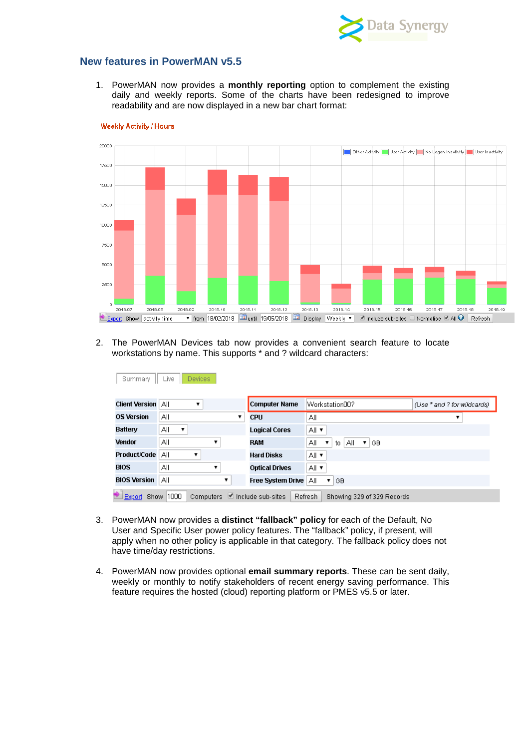## New features in PowerMAN v5.5

1. PowerMAN now provides a **monthly reporting** option to complement the existing daily and weekly reports. Some of the charts have been redesigned to improve readability and are now displayed in a new bar chart format:

2. The PowerMAN Devices tab now provides a convenient search feature to locate workstations by name. This supports * and ? wildcard characters:

3. PowerMAN now provides a **distinct "fallback" policy** for each of the Default, No User and Specific User power policy features. The "fallback" policy, if present, will apply when no other policy is applicable in that category. The fallback policy does not have time/day restrictions.

4. PowerMAN now provides optional **email summary reports**. These can be sent daily, weekly or monthly to notify stakeholders of recent energy saving performance. This feature requires the hosted (cloud) reporting platform or PMES v5.5 or later.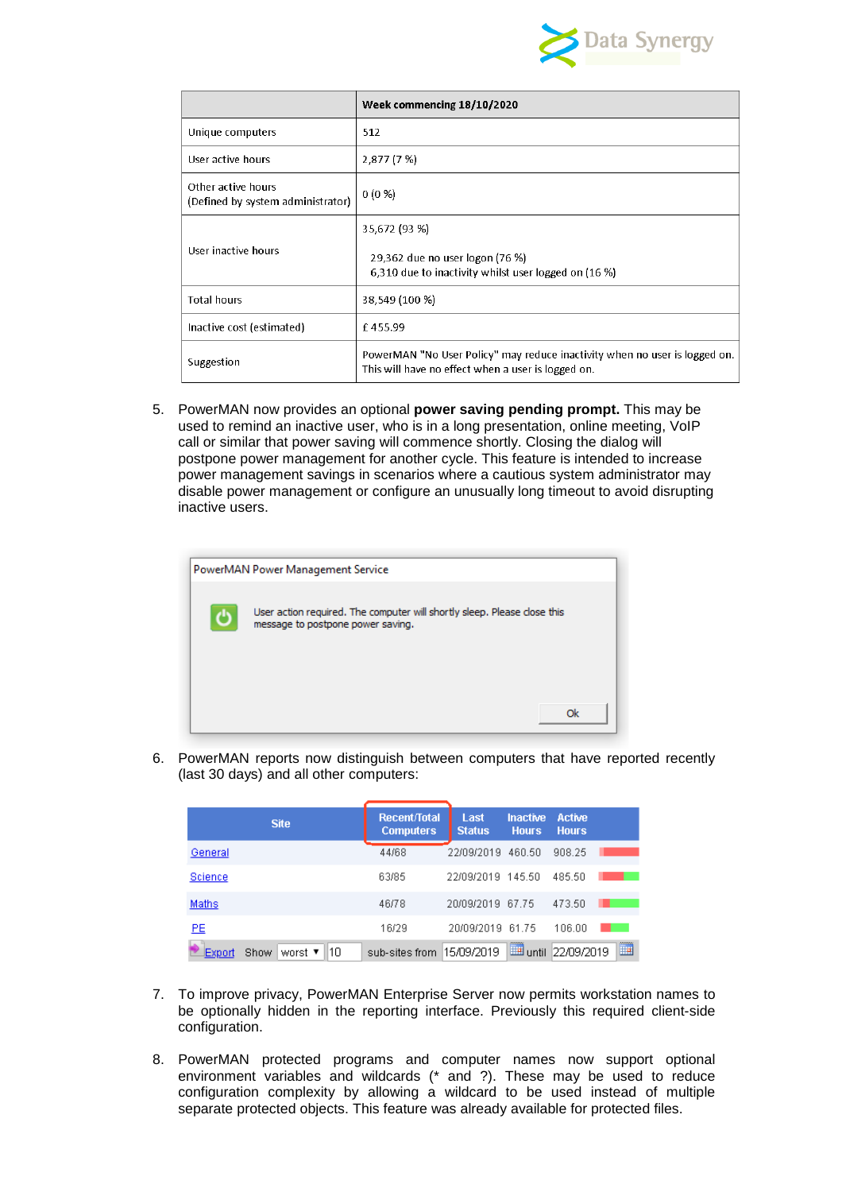| | Week commencing 18/10/2020 |
|---|---|
| Unique computers | 512 |
| User active hours | 2,877 (7 %) |
| Other active hours (Defined by system administrator) | 0 (0 %) |
| User inactive hours | 35,672 (93 %)<br><br>29,362 due no user logon (76 %)<br>6,310 due to inactivity whilst user logged on (16 %) |
| Total hours | 38,549 (100 %) |
| Inactive cost (estimated) | £ 455.99 |
| Suggestion | PowerMAN "No User Policy" may reduce inactivity when no user is logged on. This will have no effect when a user is logged on. |

5. PowerMAN now provides an optional **power saving pending prompt.** This may be used to remind an inactive user, who is in a long presentation, online meeting, VoIP call or similar that power saving will commence shortly. Closing the dialog will postpone power management for another cycle. This feature is intended to increase power management savings in scenarios where a cautious system administrator may disable power management or configure an unusually long timeout to avoid disrupting inactive users.

PowerMAN Power Management Service

User action required. The computer will shortly sleep. Please close this message to postpone power saving.

Ok

6. PowerMAN reports now distinguish between computers that have reported recently (last 30 days) and all other computers:

| Site | Recent/Total Computers | Last Status | Inactive Hours | Active Hours |
|---|---|---|---|---|
| General | 44/68 | 22/09/2019 | 460.50 | 908.25 |
| Science | 63/85 | 22/09/2019 | 145.50 | 485.50 |
| Maths | 46/78 | 20/09/2019 | 67.75 | 473.50 |
| PE | 16/29 | 20/09/2019 | 61.75 | 106.00 |

Export Show worst 10 sub-sites from 15/09/2019 until 22/09/2019

7. To improve privacy, PowerMAN Enterprise Server now permits workstation names to be optionally hidden in the reporting interface. Previously this required client-side configuration.

8. PowerMAN protected programs and computer names now support optional environment variables and wildcards (* and ?). These may be used to reduce configuration complexity by allowing a wildcard to be used instead of multiple separate protected objects. This feature was already available for protected files.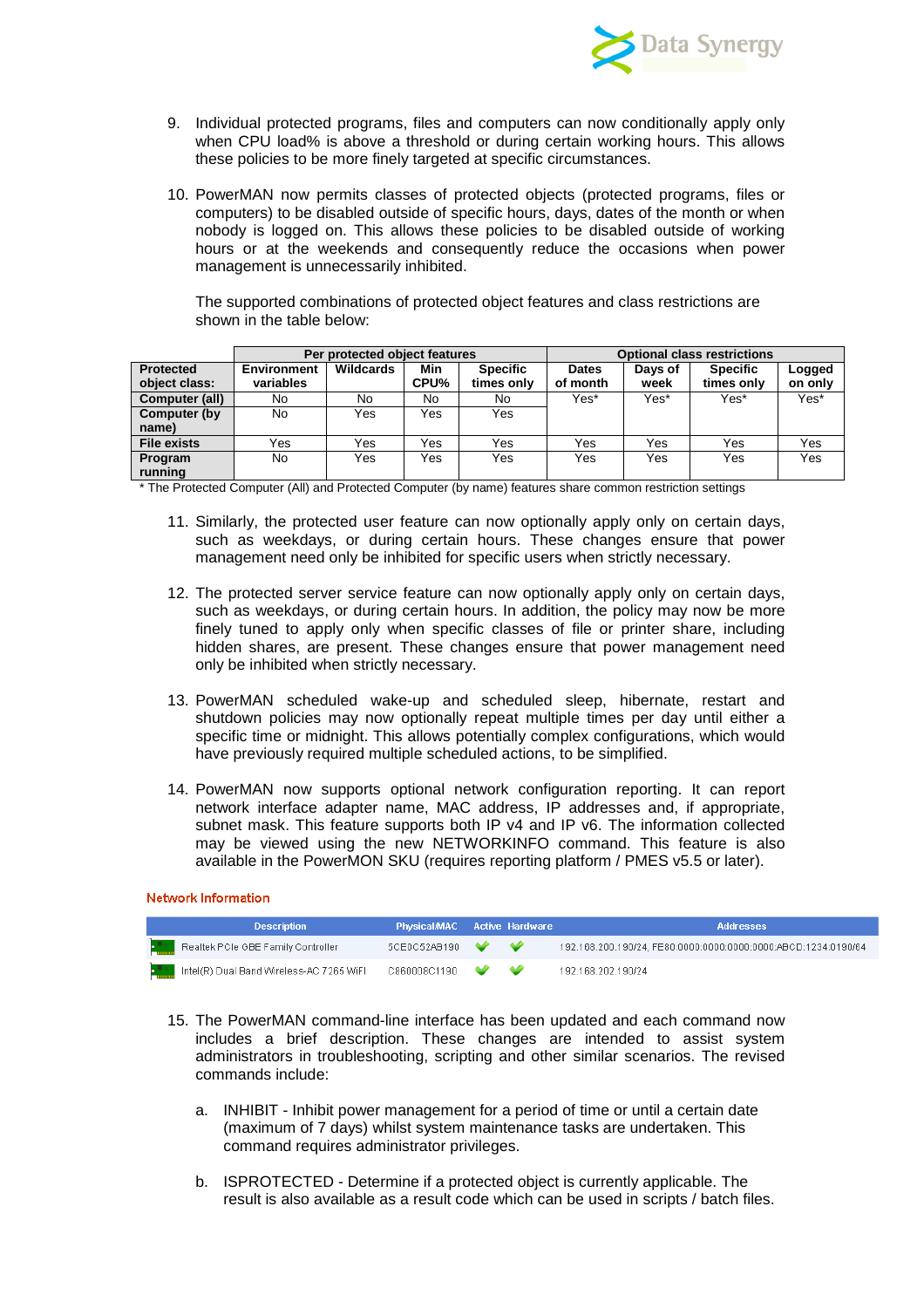9. Individual protected programs, files and computers can now conditionally apply only when CPU load% is above a threshold or during certain working hours. This allows these policies to be more finely targeted at specific circumstances.

10. PowerMAN now permits classes of protected objects (protected programs, files or computers) to be disabled outside of specific hours, days, dates of the month or when nobody is logged on. This allows these policies to be disabled outside of working hours or at the weekends and consequently reduce the occasions when power management is unnecessarily inhibited.

    The supported combinations of protected object features and class restrictions are shown in the table below:

| | Per protected object features | | | | Optional class restrictions | | | |
|---|---|---|---|---|---|---|---|---|
| **Protected object class:** | **Environment variables** | **Wildcards** | **Min CPU%** | **Specific times only** | **Dates of month** | **Days of week** | **Specific times only** | **Logged on only** |
| **Computer (all)** | No | No | No | No | Yes* | Yes* | Yes* | Yes* |
| **Computer (by name)** | No | Yes | Yes | Yes | | | | |
| **File exists** | Yes | Yes | Yes | Yes | Yes | Yes | Yes | Yes |
| **Program running** | No | Yes | Yes | Yes | Yes | Yes | Yes | Yes |

\* The Protected Computer (All) and Protected Computer (by name) features share common restriction settings

11. Similarly, the protected user feature can now optionally apply only on certain days, such as weekdays, or during certain hours. These changes ensure that power management need only be inhibited for specific users when strictly necessary.

12. The protected server service feature can now optionally apply only on certain days, such as weekdays, or during certain hours. In addition, the policy may now be more finely tuned to apply only when specific classes of file or printer share, including hidden shares, are present. These changes ensure that power management need only be inhibited when strictly necessary.

13. PowerMAN scheduled wake-up and scheduled sleep, hibernate, restart and shutdown policies may now optionally repeat multiple times per day until either a specific time or midnight. This allows potentially complex configurations, which would have previously required multiple scheduled actions, to be simplified.

14. PowerMAN now supports optional network configuration reporting. It can report network interface adapter name, MAC address, IP addresses and, if appropriate, subnet mask. This feature supports both IP v4 and IP v6. The information collected may be viewed using the new NETWORKINFO command. This feature is also available in the PowerMON SKU (requires reporting platform / PMES v5.5 or later).

**Network Information**

| Description | Physical MAC | Active | Hardware | Addresses |
|---|---|---|---|---|
| Realtek PCIe GBE Family Controller | 5CE0C52AB190 | ✔ | ✔ | 192.168.200.190/24, FE80:0000:0000:0000:0000:ABCD:1234:0190/64 |
| Intel(R) Dual Band Wireless-AC 7265 WiFi | C860008C1190 | ✔ | ✔ | 192.168.202.190/24 |

15. The PowerMAN command-line interface has been updated and each command now includes a brief description. These changes are intended to assist system administrators in troubleshooting, scripting and other similar scenarios. The revised commands include:

    a. INHIBIT - Inhibit power management for a period of time or until a certain date (maximum of 7 days) whilst system maintenance tasks are undertaken. This command requires administrator privileges.

    b. ISPROTECTED - Determine if a protected object is currently applicable. The result is also available as a result code which can be used in scripts / batch files.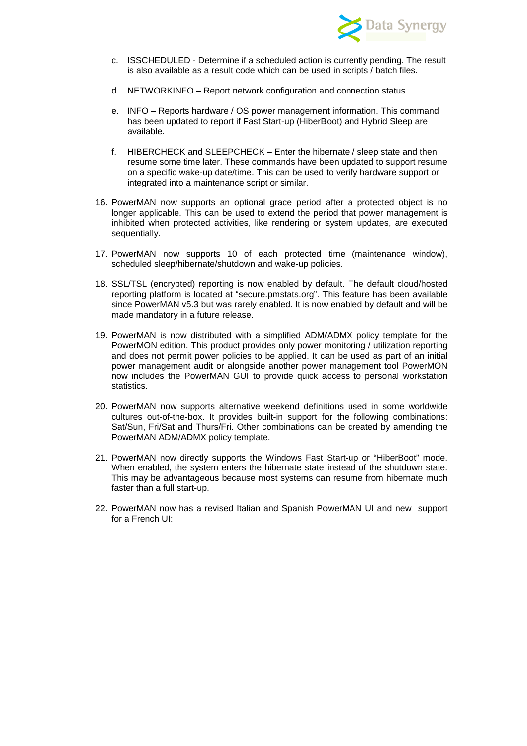c. ISSCHEDULED - Determine if a scheduled action is currently pending. The result is also available as a result code which can be used in scripts / batch files.

d. NETWORKINFO – Report network configuration and connection status

e. INFO – Reports hardware / OS power management information. This command has been updated to report if Fast Start-up (HiberBoot) and Hybrid Sleep are available.

f. HIBERCHECK and SLEEPCHECK – Enter the hibernate / sleep state and then resume some time later. These commands have been updated to support resume on a specific wake-up date/time. This can be used to verify hardware support or integrated into a maintenance script or similar.

16. PowerMAN now supports an optional grace period after a protected object is no longer applicable. This can be used to extend the period that power management is inhibited when protected activities, like rendering or system updates, are executed sequentially.

17. PowerMAN now supports 10 of each protected time (maintenance window), scheduled sleep/hibernate/shutdown and wake-up policies.

18. SSL/TSL (encrypted) reporting is now enabled by default. The default cloud/hosted reporting platform is located at "secure.pmstats.org". This feature has been available since PowerMAN v5.3 but was rarely enabled. It is now enabled by default and will be made mandatory in a future release.

19. PowerMAN is now distributed with a simplified ADM/ADMX policy template for the PowerMON edition. This product provides only power monitoring / utilization reporting and does not permit power policies to be applied. It can be used as part of an initial power management audit or alongside another power management tool PowerMON now includes the PowerMAN GUI to provide quick access to personal workstation statistics.

20. PowerMAN now supports alternative weekend definitions used in some worldwide cultures out-of-the-box. It provides built-in support for the following combinations: Sat/Sun, Fri/Sat and Thurs/Fri. Other combinations can be created by amending the PowerMAN ADM/ADMX policy template.

21. PowerMAN now directly supports the Windows Fast Start-up or "HiberBoot" mode. When enabled, the system enters the hibernate state instead of the shutdown state. This may be advantageous because most systems can resume from hibernate much faster than a full start-up.

22. PowerMAN now has a revised Italian and Spanish PowerMAN UI and new support for a French UI: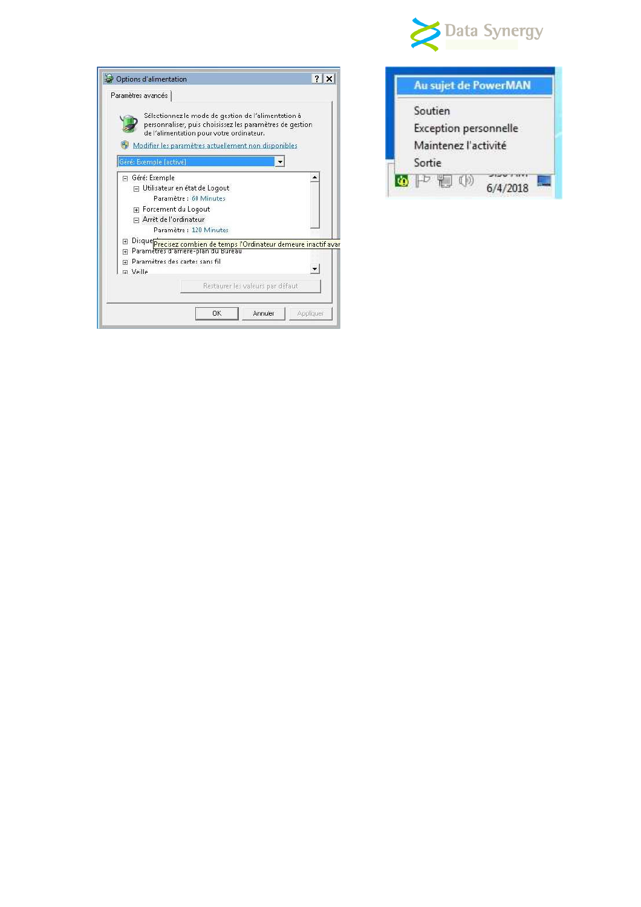**Options d'alimentation**

Paramètres avancés

Sélectionnez le mode de gestion de l'alimentation à personnaliser, puis choisissez les paramètres de gestion de l'alimentation pour votre ordinateur.

Modifier les paramètres actuellement non disponibles

Géré: Exemple [activé]

- Géré: Exemple
  - Utilisateur en état de Logout
    - Paramètre : 60 Minutes
  - Forcement du Logout
  - Arrêt de l'ordinateur
    - Paramètre : 120 Minutes
- Disque
- Paramètres d'arrière-plan du Bureau
- Paramètres des cartes sans fil
- Veille

Precisez combien de temps l'Ordinateur demeure inactif avar

Restaurer les valeurs par défaut

OK | Annuler | Appliquer

- Au sujet de PowerMAN
- Soutien
- Exception personnelle
- Maintenez l'activité
- Sortie

6/4/2018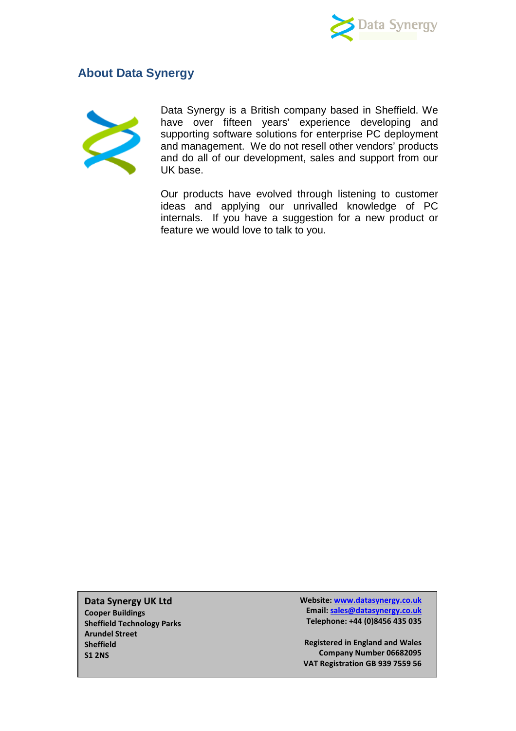## About Data Synergy

Data Synergy is a British company based in Sheffield. We have over fifteen years' experience developing and supporting software solutions for enterprise PC deployment and management. We do not resell other vendors' products and do all of our development, sales and support from our UK base.

Our products have evolved through listening to customer ideas and applying our unrivalled knowledge of PC internals. If you have a suggestion for a new product or feature we would love to talk to you.

**Data Synergy UK Ltd**
**Cooper Buildings**
**Sheffield Technology Parks**
**Arundel Street**
**Sheffield**
**S1 2NS**

**Website: www.datasynergy.co.uk**
**Email: sales@datasynergy.co.uk**
**Telephone: +44 (0)8456 435 035**

**Registered in England and Wales**
**Company Number 06682095**
**VAT Registration GB 939 7559 56**